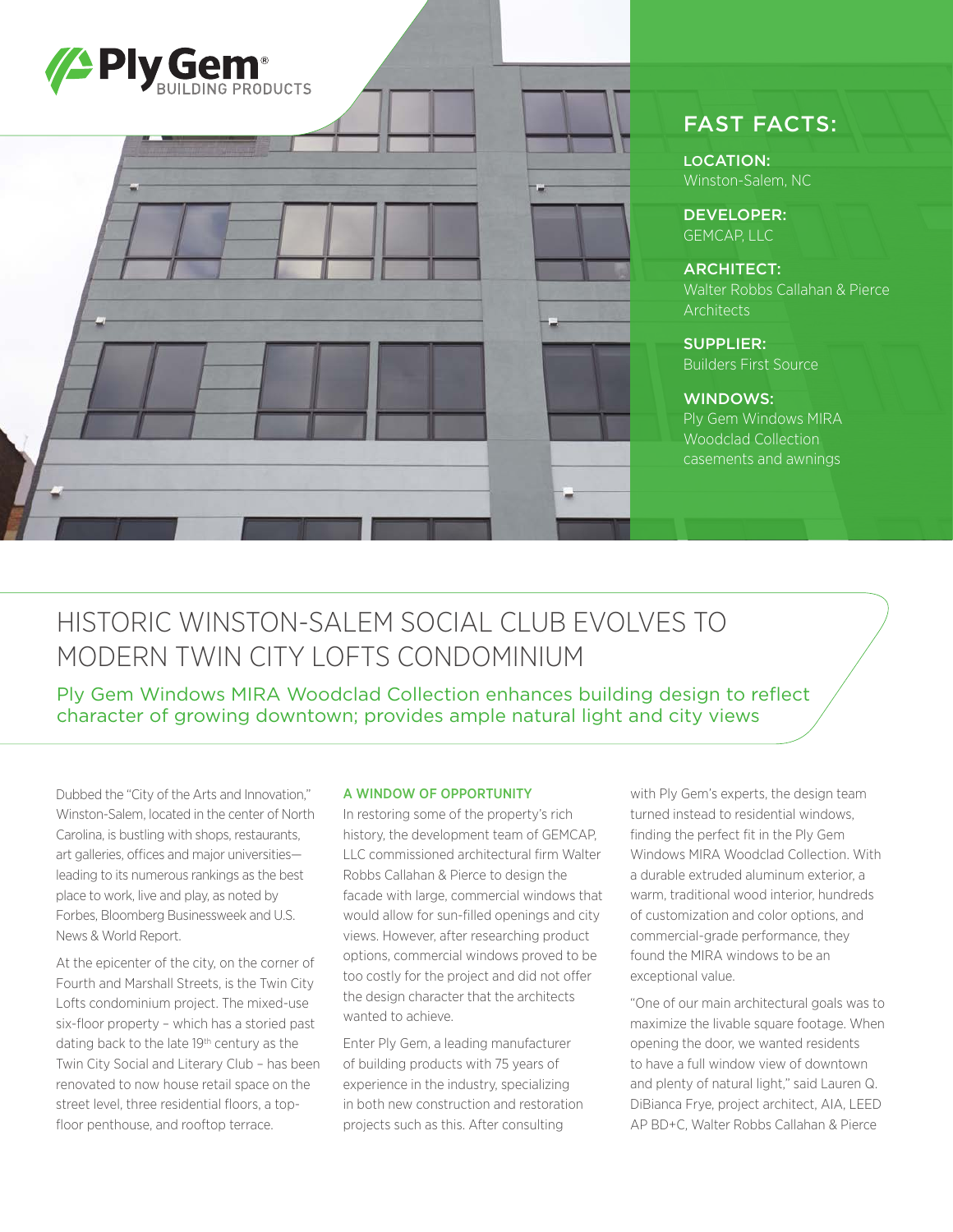Ply Gem BUILDING PRODUCTS

## FAST FACTS:

**LOCATION:**
Winston-Salem, NC

**DEVELOPER:**
GEMCAP, LLC

**ARCHITECT:**
Walter Robbs Callahan & Pierce Architects

**SUPPLIER:**
Builders First Source

**WINDOWS:**
Ply Gem Windows MIRA Woodclad Collection casements and awnings

# HISTORIC WINSTON-SALEM SOCIAL CLUB EVOLVES TO MODERN TWIN CITY LOFTS CONDOMINIUM

Ply Gem Windows MIRA Woodclad Collection enhances building design to reflect character of growing downtown; provides ample natural light and city views

Dubbed the "City of the Arts and Innovation," Winston-Salem, located in the center of North Carolina, is bustling with shops, restaurants, art galleries, offices and major universities—leading to its numerous rankings as the best place to work, live and play, as noted by Forbes, Bloomberg Businessweek and U.S. News & World Report.

At the epicenter of the city, on the corner of Fourth and Marshall Streets, is the Twin City Lofts condominium project. The mixed-use six-floor property – which has a storied past dating back to the late 19th century as the Twin City Social and Literary Club – has been renovated to now house retail space on the street level, three residential floors, a top-floor penthouse, and rooftop terrace.

### A WINDOW OF OPPORTUNITY

In restoring some of the property's rich history, the development team of GEMCAP, LLC commissioned architectural firm Walter Robbs Callahan & Pierce to design the facade with large, commercial windows that would allow for sun-filled openings and city views. However, after researching product options, commercial windows proved to be too costly for the project and did not offer the design character that the architects wanted to achieve.

Enter Ply Gem, a leading manufacturer of building products with 75 years of experience in the industry, specializing in both new construction and restoration projects such as this. After consulting with Ply Gem's experts, the design team turned instead to residential windows, finding the perfect fit in the Ply Gem Windows MIRA Woodclad Collection. With a durable extruded aluminum exterior, a warm, traditional wood interior, hundreds of customization and color options, and commercial-grade performance, they found the MIRA windows to be an exceptional value.

"One of our main architectural goals was to maximize the livable square footage. When opening the door, we wanted residents to have a full window view of downtown and plenty of natural light," said Lauren Q. DiBianca Frye, project architect, AIA, LEED AP BD+C, Walter Robbs Callahan & Pierce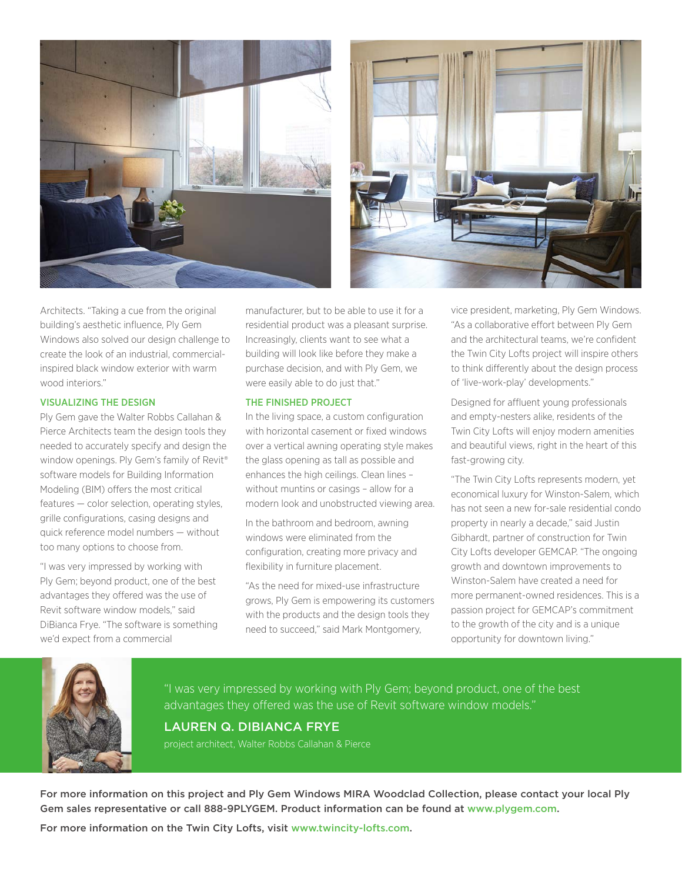Architects. "Taking a cue from the original building's aesthetic influence, Ply Gem Windows also solved our design challenge to create the look of an industrial, commercial-inspired black window exterior with warm wood interiors."

### VISUALIZING THE DESIGN

Ply Gem gave the Walter Robbs Callahan & Pierce Architects team the design tools they needed to accurately specify and design the window openings. Ply Gem's family of Revit® software models for Building Information Modeling (BIM) offers the most critical features — color selection, operating styles, grille configurations, casing designs and quick reference model numbers — without too many options to choose from.

"I was very impressed by working with Ply Gem; beyond product, one of the best advantages they offered was the use of Revit software window models," said DiBianca Frye. "The software is something we'd expect from a commercial manufacturer, but to be able to use it for a residential product was a pleasant surprise. Increasingly, clients want to see what a building will look like before they make a purchase decision, and with Ply Gem, we were easily able to do just that."

### THE FINISHED PROJECT

In the living space, a custom configuration with horizontal casement or fixed windows over a vertical awning operating style makes the glass opening as tall as possible and enhances the high ceilings. Clean lines – without muntins or casings – allow for a modern look and unobstructed viewing area.

In the bathroom and bedroom, awning windows were eliminated from the configuration, creating more privacy and flexibility in furniture placement.

"As the need for mixed-use infrastructure grows, Ply Gem is empowering its customers with the products and the design tools they need to succeed," said Mark Montgomery, vice president, marketing, Ply Gem Windows. "As a collaborative effort between Ply Gem and the architectural teams, we're confident the Twin City Lofts project will inspire others to think differently about the design process of 'live-work-play' developments."

Designed for affluent young professionals and empty-nesters alike, residents of the Twin City Lofts will enjoy modern amenities and beautiful views, right in the heart of this fast-growing city.

"The Twin City Lofts represents modern, yet economical luxury for Winston-Salem, which has not seen a new for-sale residential condo property in nearly a decade," said Justin Gibhardt, partner of construction for Twin City Lofts developer GEMCAP. "The ongoing growth and downtown improvements to Winston-Salem have created a need for more permanent-owned residences. This is a passion project for GEMCAP's commitment to the growth of the city and is a unique opportunity for downtown living."

"I was very impressed by working with Ply Gem; beyond product, one of the best advantages they offered was the use of Revit software window models."

**LAUREN Q. DIBIANCA FRYE**

project architect, Walter Robbs Callahan & Pierce

**For more information on this project and Ply Gem Windows MIRA Woodclad Collection, please contact your local Ply Gem sales representative or call 888-9PLYGEM. Product information can be found at www.plygem.com.**

**For more information on the Twin City Lofts, visit www.twincity-lofts.com.**